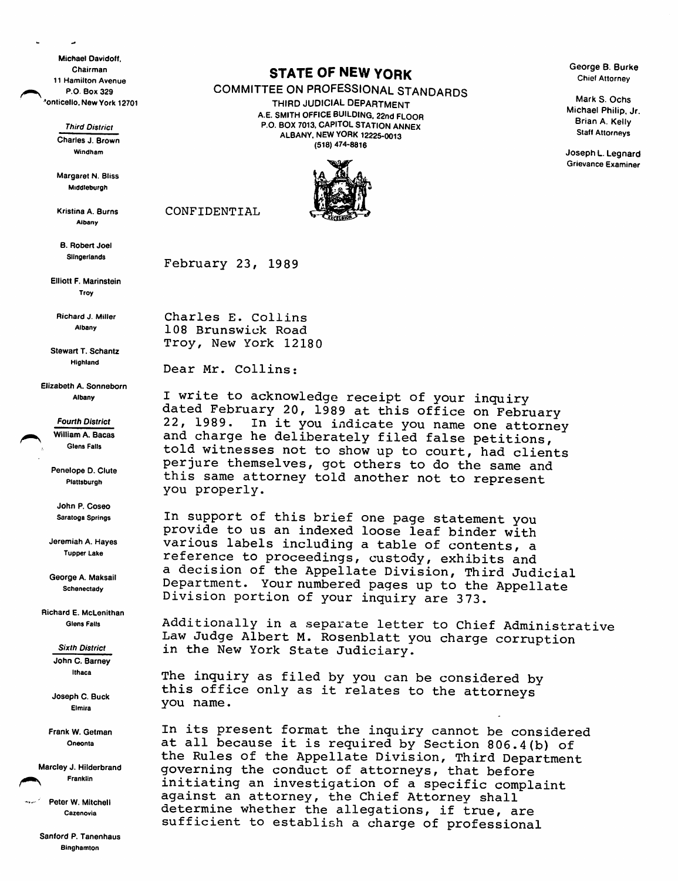Michael Davidoff,
Chairman
11 Hamilton Avenue
P.O. Box 329
Monticello, New York 12701

*Third District*

Charles J. Brown
Windham

Margaret N. Bliss
Middleburgh

Kristina A. Burns
Albany

B. Robert Joel
Slingerlands

Elliott F. Marinstein
Troy

Richard J. Miller
Albany

Stewart T. Schantz
Highland

Elizabeth A. Sonneborn
Albany

*Fourth District*

William A. Bacas
Glens Falls

Penelope D. Clute
Plattsburgh

John P. Coseo
Saratoga Springs

Jeremiah A. Hayes
Tupper Lake

George A. Maksail
Schenectady

Richard E. McLenithan
Glens Falls

*Sixth District*

John C. Barney
Ithaca

Joseph C. Buck
Elmira

Frank W. Getman
Oneonta

Marcley J. Hilderbrand
Franklin

Peter W. Mitchell
Cazenovia

Sanford P. Tanenhaus
Binghamton

# STATE OF NEW YORK

COMMITTEE ON PROFESSIONAL STANDARDS
THIRD JUDICIAL DEPARTMENT
A.E. SMITH OFFICE BUILDING, 22nd FLOOR
P.O. BOX 7013, CAPITOL STATION ANNEX
ALBANY, NEW YORK 12225-0013
(518) 474-8816

George B. Burke
Chief Attorney

Mark S. Ochs
Michael Philip, Jr.
Brian A. Kelly
Staff Attorneys

Joseph L. Legnard
Grievance Examiner

CONFIDENTIAL

February 23, 1989

Charles E. Collins
108 Brunswick Road
Troy, New York 12180

Dear Mr. Collins:

I write to acknowledge receipt of your inquiry dated February 20, 1989 at this office on February 22, 1989. In it you indicate you name one attorney and charge he deliberately filed false petitions, told witnesses not to show up to court, had clients perjure themselves, got others to do the same and this same attorney told another not to represent you properly.

In support of this brief one page statement you provide to us an indexed loose leaf binder with various labels including a table of contents, a reference to proceedings, custody, exhibits and a decision of the Appellate Division, Third Judicial Department. Your numbered pages up to the Appellate Division portion of your inquiry are 373.

Additionally in a separate letter to Chief Administrative Law Judge Albert M. Rosenblatt you charge corruption in the New York State Judiciary.

The inquiry as filed by you can be considered by this office only as it relates to the attorneys you name.

In its present format the inquiry cannot be considered at all because it is required by Section 806.4(b) of the Rules of the Appellate Division, Third Department governing the conduct of attorneys, that before initiating an investigation of a specific complaint against an attorney, the Chief Attorney shall determine whether the allegations, if true, are sufficient to establish a charge of professional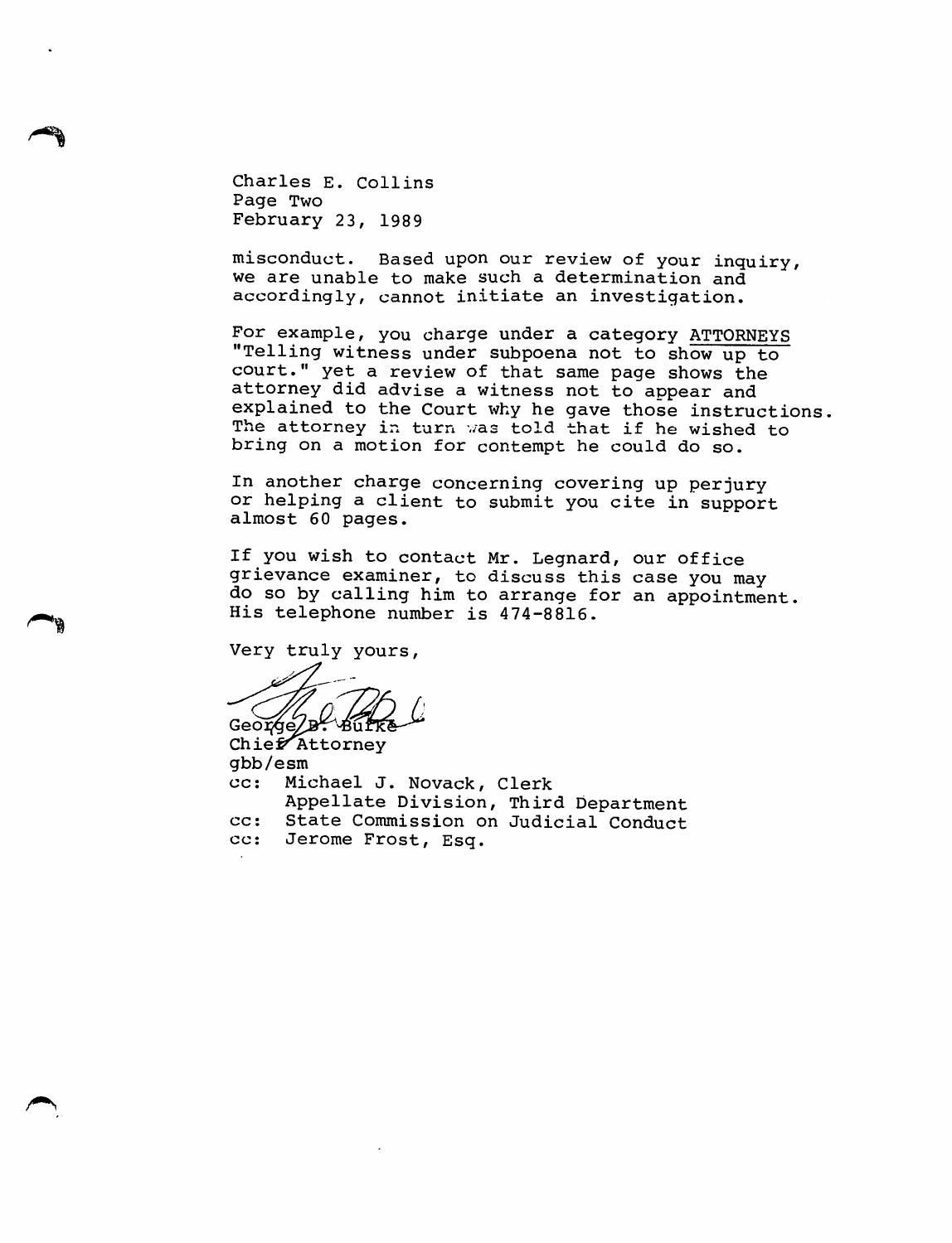Charles E. Collins
Page Two
February 23, 1989

misconduct. Based upon our review of your inquiry, we are unable to make such a determination and accordingly, cannot initiate an investigation.

For example, you charge under a category ATTORNEYS "Telling witness under subpoena not to show up to court." yet a review of that same page shows the attorney did advise a witness not to appear and explained to the Court why he gave those instructions. The attorney in turn was told that if he wished to bring on a motion for contempt he could do so.

In another charge concerning covering up perjury or helping a client to submit you cite in support almost 60 pages.

If you wish to contact Mr. Legnard, our office grievance examiner, to discuss this case you may do so by calling him to arrange for an appointment. His telephone number is 474-8816.

Very truly yours,

George B. Burke
Chief Attorney

gbb/esm

cc: Michael J. Novack, Clerk
Appellate Division, Third Department

cc: State Commission on Judicial Conduct

cc: Jerome Frost, Esq.